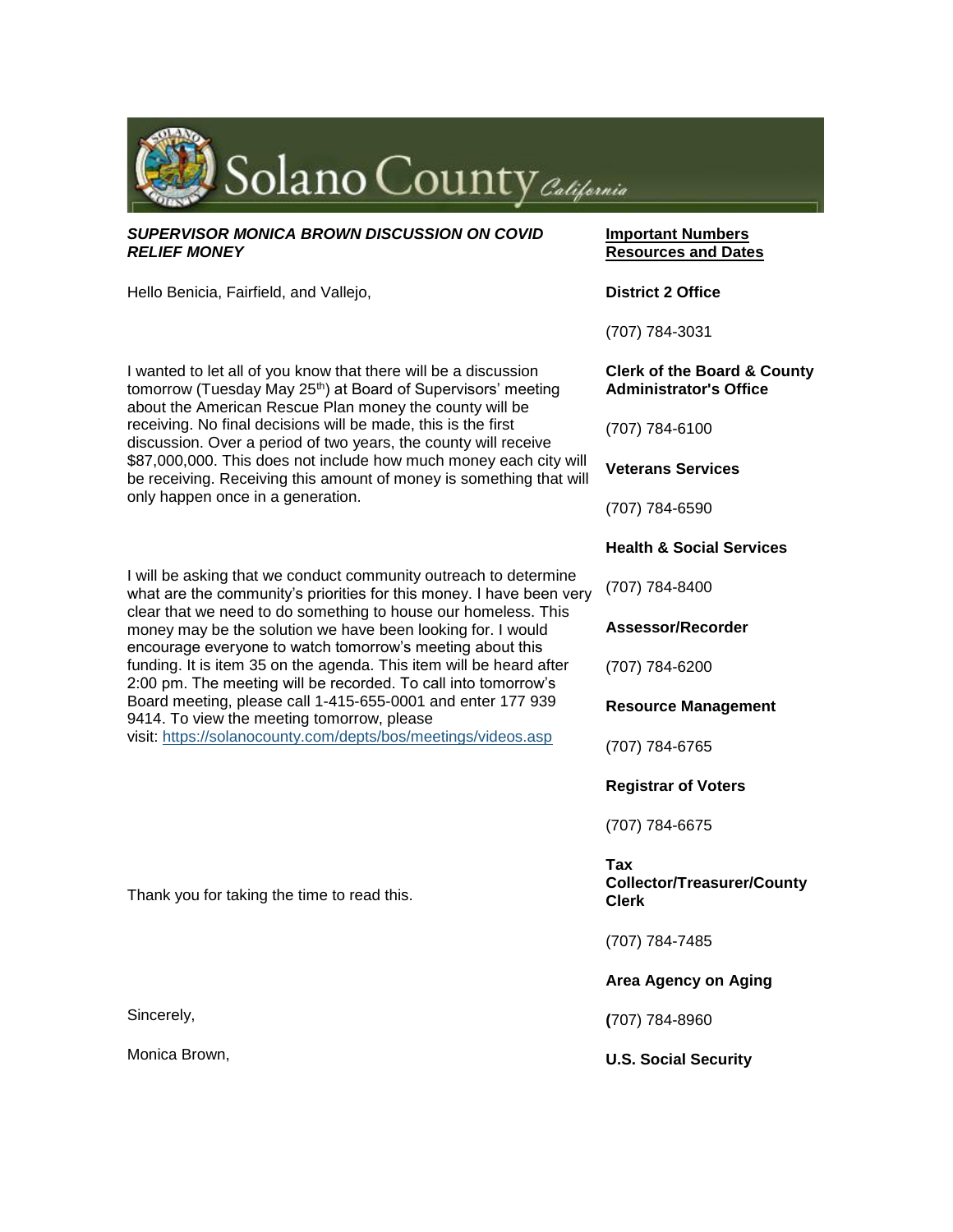Solano County California

***SUPERVISOR MONICA BROWN DISCUSSION ON COVID RELIEF MONEY***

Hello Benicia, Fairfield, and Vallejo,

I wanted to let all of you know that there will be a discussion tomorrow (Tuesday May 25th) at Board of Supervisors' meeting about the American Rescue Plan money the county will be receiving. No final decisions will be made, this is the first discussion. Over a period of two years, the county will receive $87,000,000. This does not include how much money each city will be receiving. Receiving this amount of money is something that will only happen once in a generation.

I will be asking that we conduct community outreach to determine what are the community's priorities for this money. I have been very clear that we need to do something to house our homeless. This money may be the solution we have been looking for. I would encourage everyone to watch tomorrow's meeting about this funding. It is item 35 on the agenda. This item will be heard after 2:00 pm. The meeting will be recorded. To call into tomorrow's Board meeting, please call 1-415-655-0001 and enter 177 939 9414. To view the meeting tomorrow, please visit: https://solanocounty.com/depts/bos/meetings/videos.asp

Thank you for taking the time to read this.

Sincerely,

Monica Brown,

**Important Numbers Resources and Dates**

**District 2 Office**

(707) 784-3031

**Clerk of the Board & County Administrator's Office**

(707) 784-6100

**Veterans Services**

(707) 784-6590

**Health & Social Services**

(707) 784-8400

**Assessor/Recorder**

(707) 784-6200

**Resource Management**

(707) 784-6765

**Registrar of Voters**

(707) 784-6675

**Tax Collector/Treasurer/County Clerk**

(707) 784-7485

**Area Agency on Aging**

(707) 784-8960

**U.S. Social Security**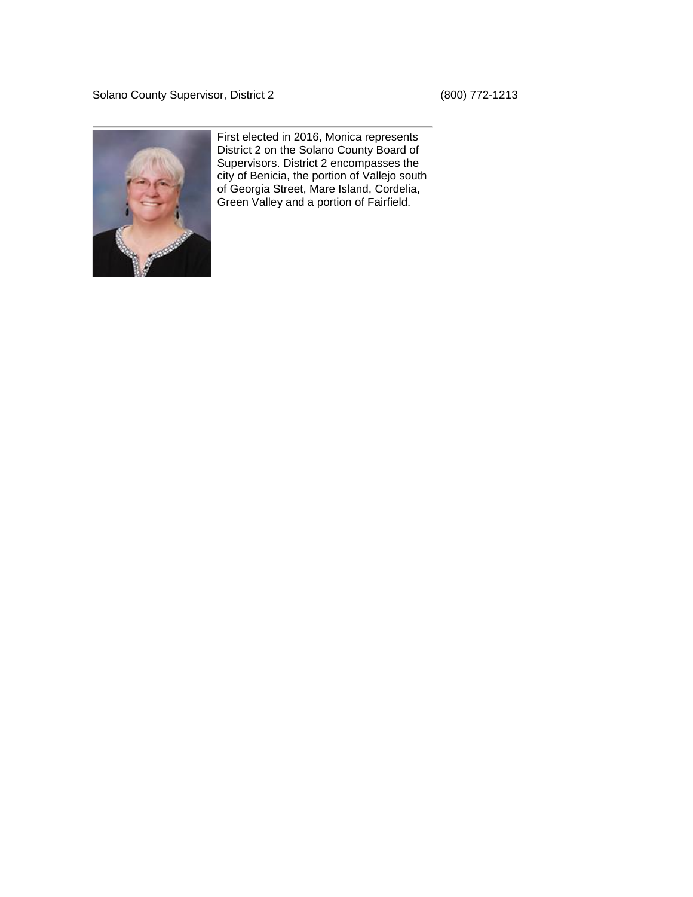Solano County Supervisor, District 2 (800) 772-1213

---

First elected in 2016, Monica represents District 2 on the Solano County Board of Supervisors. District 2 encompasses the city of Benicia, the portion of Vallejo south of Georgia Street, Mare Island, Cordelia, Green Valley and a portion of Fairfield.